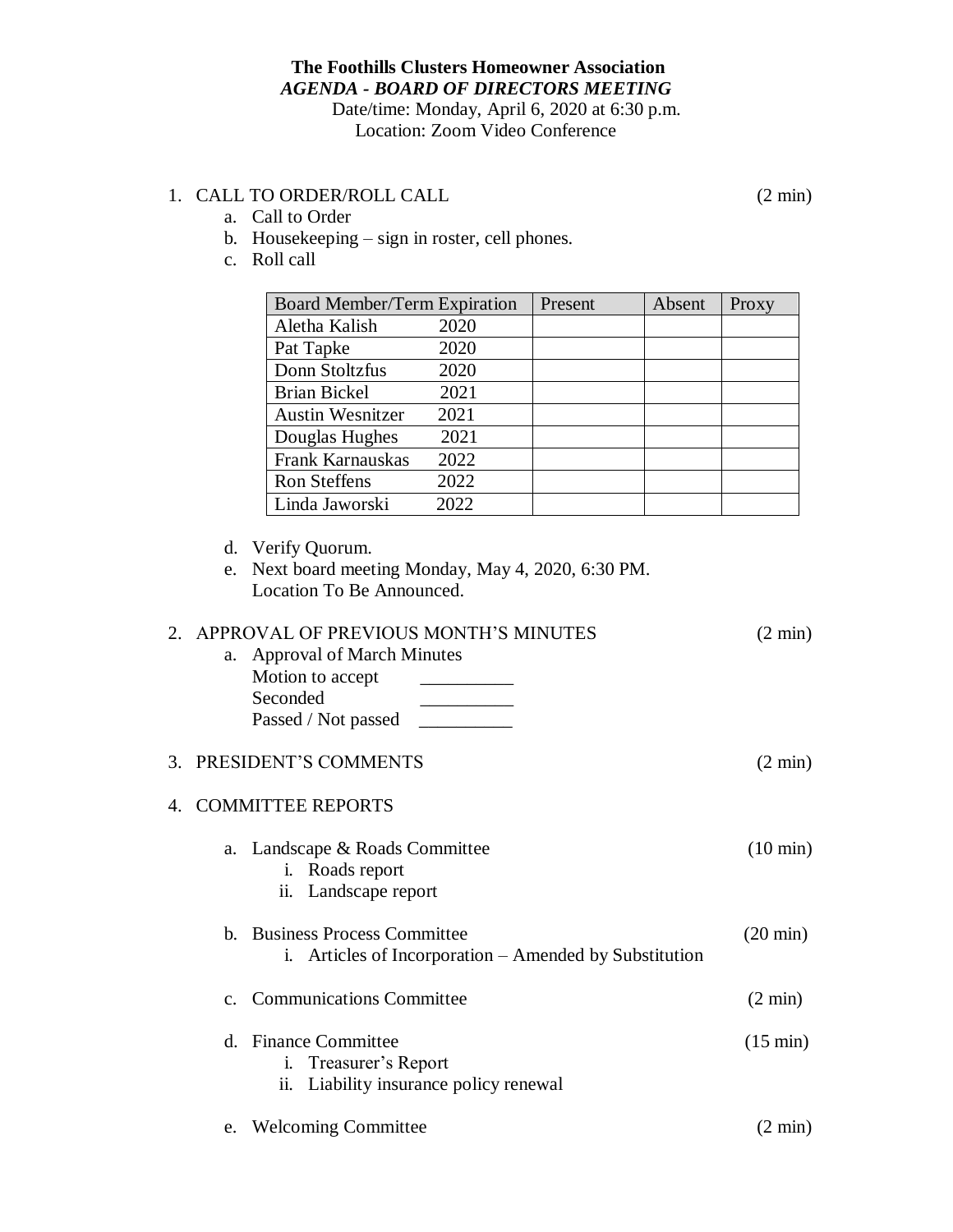**The Foothills Clusters Homeowner Association**

***AGENDA - BOARD OF DIRECTORS MEETING***

Date/time: Monday, April 6, 2020 at 6:30 p.m.

Location: Zoom Video Conference

1. CALL TO ORDER/ROLL CALL (2 min)
   a. Call to Order
   b. Housekeeping – sign in roster, cell phones.
   c. Roll call

| Board Member/Term Expiration | | Present | Absent | Proxy |
|---|---|---|---|---|
| Aletha Kalish | 2020 | | | |
| Pat Tapke | 2020 | | | |
| Donn Stoltzfus | 2020 | | | |
| Brian Bickel | 2021 | | | |
| Austin Wesnitzer | 2021 | | | |
| Douglas Hughes | 2021 | | | |
| Frank Karnauskas | 2022 | | | |
| Ron Steffens | 2022 | | | |
| Linda Jaworski | 2022 | | | |

   d. Verify Quorum.
   e. Next board meeting Monday, May 4, 2020, 6:30 PM.
      Location To Be Announced.

2. APPROVAL OF PREVIOUS MONTH'S MINUTES (2 min)
   a. Approval of March Minutes
      Motion to accept __________
      Seconded __________
      Passed / Not passed __________

3. PRESIDENT'S COMMENTS (2 min)

4. COMMITTEE REPORTS

   a. Landscape & Roads Committee (10 min)
      i. Roads report
      ii. Landscape report

   b. Business Process Committee (20 min)
      i. Articles of Incorporation – Amended by Substitution

   c. Communications Committee (2 min)

   d. Finance Committee (15 min)
      i. Treasurer's Report
      ii. Liability insurance policy renewal

   e. Welcoming Committee (2 min)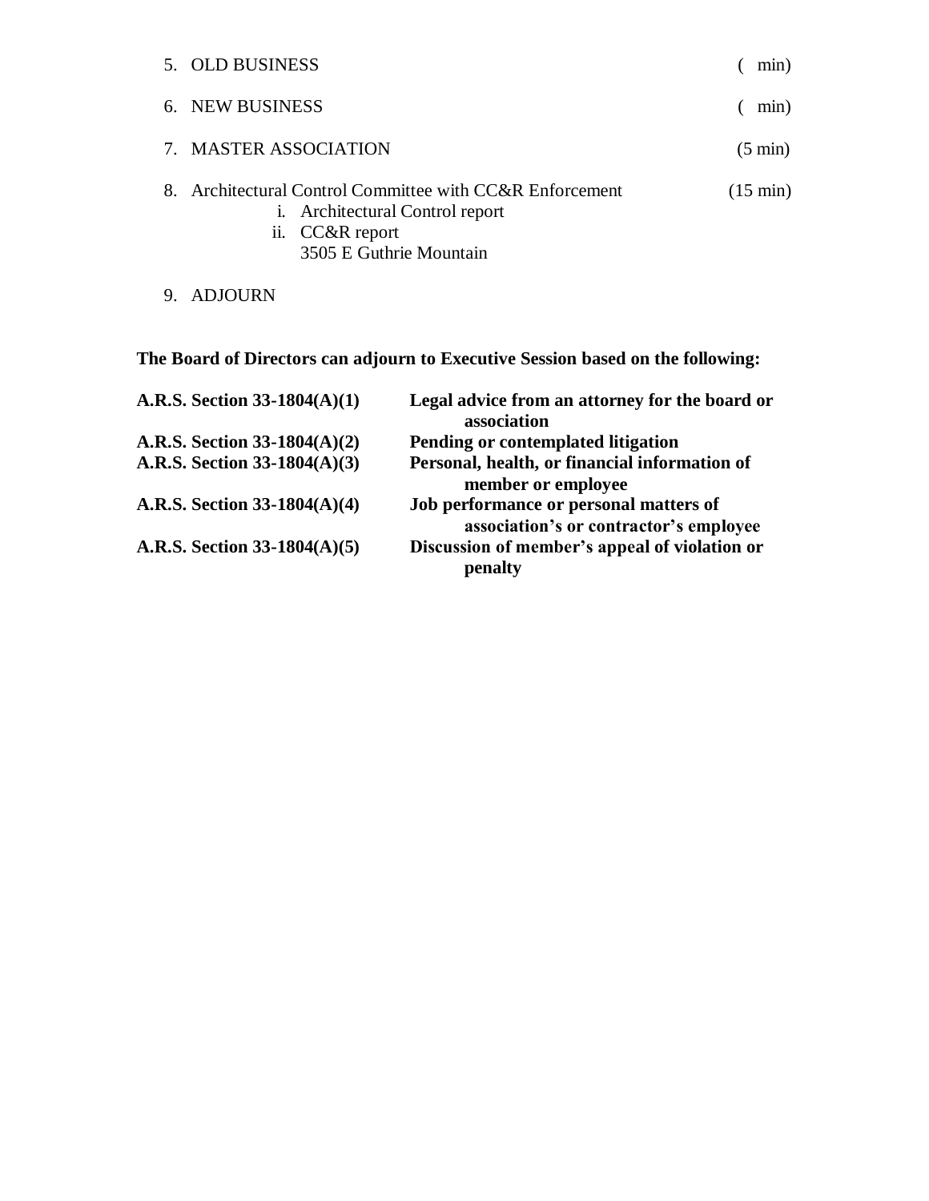5. OLD BUSINESS ( min)

6. NEW BUSINESS ( min)

7. MASTER ASSOCIATION (5 min)

8. Architectural Control Committee with CC&R Enforcement (15 min)
   i. Architectural Control report
   ii. CC&R report
   3505 E Guthrie Mountain

9. ADJOURN

**The Board of Directors can adjourn to Executive Session based on the following:**

| | |
|---|---|
| **A.R.S. Section 33-1804(A)(1)** | **Legal advice from an attorney for the board or association** |
| **A.R.S. Section 33-1804(A)(2)** | **Pending or contemplated litigation** |
| **A.R.S. Section 33-1804(A)(3)** | **Personal, health, or financial information of member or employee** |
| **A.R.S. Section 33-1804(A)(4)** | **Job performance or personal matters of association's or contractor's employee** |
| **A.R.S. Section 33-1804(A)(5)** | **Discussion of member's appeal of violation or penalty** |